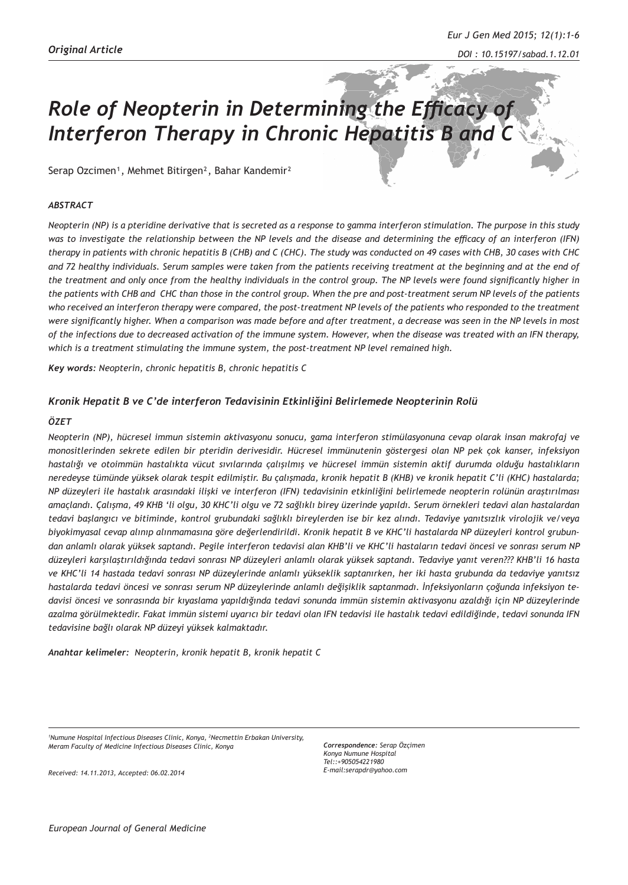*Original Article*

# *Role of Neopterin in Determining the Efficacy of Interferon Therapy in Chronic Hepatitis B and C*

Serap Ozcimen[1], Mehmet Bitirgen[2], Bahar Kandemir[2]

### *ABSTRACT*

*Neopterin (NP) is a pteridine derivative that is secreted as a response to gamma interferon stimulation. The purpose in this study was to investigate the relationship between the NP levels and the disease and determining the efficacy of an interferon (IFN) therapy in patients with chronic hepatitis B (CHB) and C (CHC). The study was conducted on 49 cases with CHB, 30 cases with CHC and 72 healthy individuals. Serum samples were taken from the patients receiving treatment at the beginning and at the end of the treatment and only once from the healthy individuals in the control group. The NP levels were found significantly higher in the patients with CHB and CHC than those in the control group. When the pre and post-treatment serum NP levels of the patients who received an interferon therapy were compared, the post-treatment NP levels of the patients who responded to the treatment were significantly higher. When a comparison was made before and after treatment, a decrease was seen in the NP levels in most of the infections due to decreased activation of the immune system. However, when the disease was treated with an IFN therapy, which is a treatment stimulating the immune system, the post-treatment NP level remained high.*

***Key words:*** *Neopterin, chronic hepatitis B, chronic hepatitis C*

### *Kronik Hepatit B ve C'de interferon Tedavisinin Etkinliğini Belirlemede Neopterinin Rolü*

### *ÖZET*

*Neopterin (NP), hücresel immun sistemin aktivasyonu sonucu, gama interferon stimülasyonuna cevap olarak insan makrofaj ve monositlerinden sekrete edilen bir pteridin derivesidir. Hücresel immünutenin göstergesi olan NP pek çok kanser, infeksiyon hastalığı ve otoimmün hastalıkta vücut sıvılarında çalışılmış ve hücresel immün sistemin aktif durumda olduğu hastalıkların neredeyse tümünde yüksek olarak tespit edilmiştir. Bu çalışmada, kronik hepatit B (KHB) ve kronik hepatit C'li (KHC) hastalarda; NP düzeyleri ile hastalık arasındaki ilişki ve interferon (IFN) tedavisinin etkinliğini belirlemede neopterin rolünün araştırılması amaçlandı. Çalışma, 49 KHB 'li olgu, 30 KHC'li olgu ve 72 sağlıklı birey üzerinde yapıldı. Serum örnekleri tedavi alan hastalardan tedavi başlangıcı ve bitiminde, kontrol grubundaki sağlıklı bireylerden ise bir kez alındı. Tedaviye yanıtsızlık virolojik ve/veya biyokimyasal cevap alınıp alınmamasına göre değerlendirildi. Kronik hepatit B ve KHC'li hastalarda NP düzeyleri kontrol grubundan anlamlı olarak yüksek saptandı. Pegile interferon tedavisi alan KHB'li ve KHC'li hastaların tedavi öncesi ve sonrası serum NP düzeyleri karşılaştırıldığında tedavi sonrası NP düzeyleri anlamlı olarak yüksek saptandı. Tedaviye yanıt veren??? KHB'li 16 hasta ve KHC'li 14 hastada tedavi sonrası NP düzeylerinde anlamlı yükseklik saptanırken, her iki hasta grubunda da tedaviye yanıtsız hastalarda tedavi öncesi ve sonrası serum NP düzeylerinde anlamlı değişiklik saptanmadı. İnfeksiyonların çoğunda infeksiyon tedavisi öncesi ve sonrasında bir kıyaslama yapıldığında tedavi sonunda immün sistemin aktivasyonu azaldığı için NP düzeylerinde azalma görülmektedir. Fakat immün sistemi uyarıcı bir tedavi olan IFN tedavisi ile hastalık tedavi edildiğinde, tedavi sonunda IFN tedavisine bağlı olarak NP düzeyi yüksek kalmaktadır.*

***Anahtar kelimeler:*** *Neopterin, kronik hepatit B, kronik hepatit C*

*[1]Numune Hospital Infectious Diseases Clinic, Konya, [2]Necmettin Erbakan University, Meram Faculty of Medicine Infectious Diseases Clinic, Konya*

*Received: 14.11.2013, Accepted: 06.02.2014*

***Correspondence:*** *Serap Özçimen*
*Konya Numune Hospital*
*Tel::+905054221980*
*E-mail:serapdr@yahoo.com*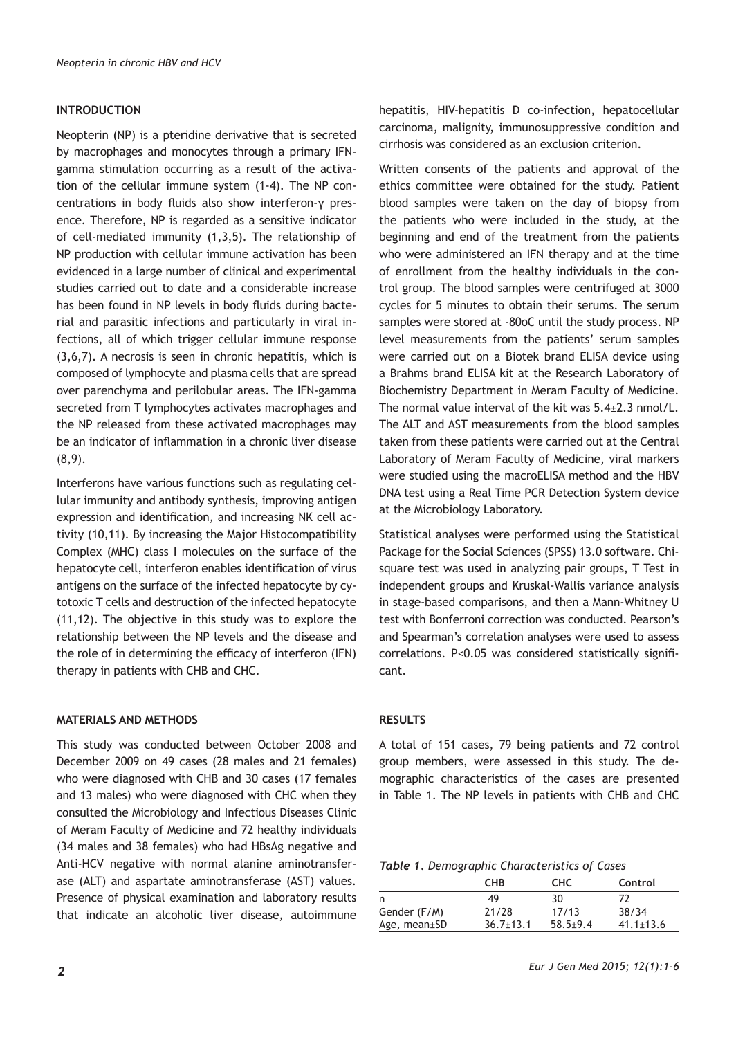## INTRODUCTION

Neopterin (NP) is a pteridine derivative that is secreted by macrophages and monocytes through a primary IFN-gamma stimulation occurring as a result of the activation of the cellular immune system (1-4). The NP concentrations in body fluids also show interferon-γ presence. Therefore, NP is regarded as a sensitive indicator of cell-mediated immunity (1,3,5). The relationship of NP production with cellular immune activation has been evidenced in a large number of clinical and experimental studies carried out to date and a considerable increase has been found in NP levels in body fluids during bacterial and parasitic infections and particularly in viral infections, all of which trigger cellular immune response (3,6,7). A necrosis is seen in chronic hepatitis, which is composed of lymphocyte and plasma cells that are spread over parenchyma and perilobular areas. The IFN-gamma secreted from T lymphocytes activates macrophages and the NP released from these activated macrophages may be an indicator of inflammation in a chronic liver disease (8,9).

Interferons have various functions such as regulating cellular immunity and antibody synthesis, improving antigen expression and identification, and increasing NK cell activity (10,11). By increasing the Major Histocompatibility Complex (MHC) class I molecules on the surface of the hepatocyte cell, interferon enables identification of virus antigens on the surface of the infected hepatocyte by cytotoxic T cells and destruction of the infected hepatocyte (11,12). The objective in this study was to explore the relationship between the NP levels and the disease and the role of in determining the efficacy of interferon (IFN) therapy in patients with CHB and CHC.

## MATERIALS AND METHODS

This study was conducted between October 2008 and December 2009 on 49 cases (28 males and 21 females) who were diagnosed with CHB and 30 cases (17 females and 13 males) who were diagnosed with CHC when they consulted the Microbiology and Infectious Diseases Clinic of Meram Faculty of Medicine and 72 healthy individuals (34 males and 38 females) who had HBsAg negative and Anti-HCV negative with normal alanine aminotransferase (ALT) and aspartate aminotransferase (AST) values. Presence of physical examination and laboratory results that indicate an alcoholic liver disease, autoimmune hepatitis, HIV-hepatitis D co-infection, hepatocellular carcinoma, malignity, immunosuppressive condition and cirrhosis was considered as an exclusion criterion.

Written consents of the patients and approval of the ethics committee were obtained for the study. Patient blood samples were taken on the day of biopsy from the patients who were included in the study, at the beginning and end of the treatment from the patients who were administered an IFN therapy and at the time of enrollment from the healthy individuals in the control group. The blood samples were centrifuged at 3000 cycles for 5 minutes to obtain their serums. The serum samples were stored at -80oC until the study process. NP level measurements from the patients' serum samples were carried out on a Biotek brand ELISA device using a Brahms brand ELISA kit at the Research Laboratory of Biochemistry Department in Meram Faculty of Medicine. The normal value interval of the kit was 5.4±2.3 nmol/L. The ALT and AST measurements from the blood samples taken from these patients were carried out at the Central Laboratory of Meram Faculty of Medicine, viral markers were studied using the macroELISA method and the HBV DNA test using a Real Time PCR Detection System device at the Microbiology Laboratory.

Statistical analyses were performed using the Statistical Package for the Social Sciences (SPSS) 13.0 software. Chi-square test was used in analyzing pair groups, T Test in independent groups and Kruskal-Wallis variance analysis in stage-based comparisons, and then a Mann-Whitney U test with Bonferroni correction was conducted. Pearson's and Spearman's correlation analyses were used to assess correlations. $P<0.05$ was considered statistically significant.

## RESULTS

A total of 151 cases, 79 being patients and 72 control group members, were assessed in this study. The demographic characteristics of the cases are presented in Table 1. The NP levels in patients with CHB and CHC

*Table 1. Demographic Characteristics of Cases*

| | CHB | CHC | Control |
|---|---|---|---|
| n | 49 | 30 | 72 |
| Gender (F/M) | 21/28 | 17/13 | 38/34 |
| Age, mean±SD | 36.7±13.1 | 58.5±9.4 | 41.1±13.6 |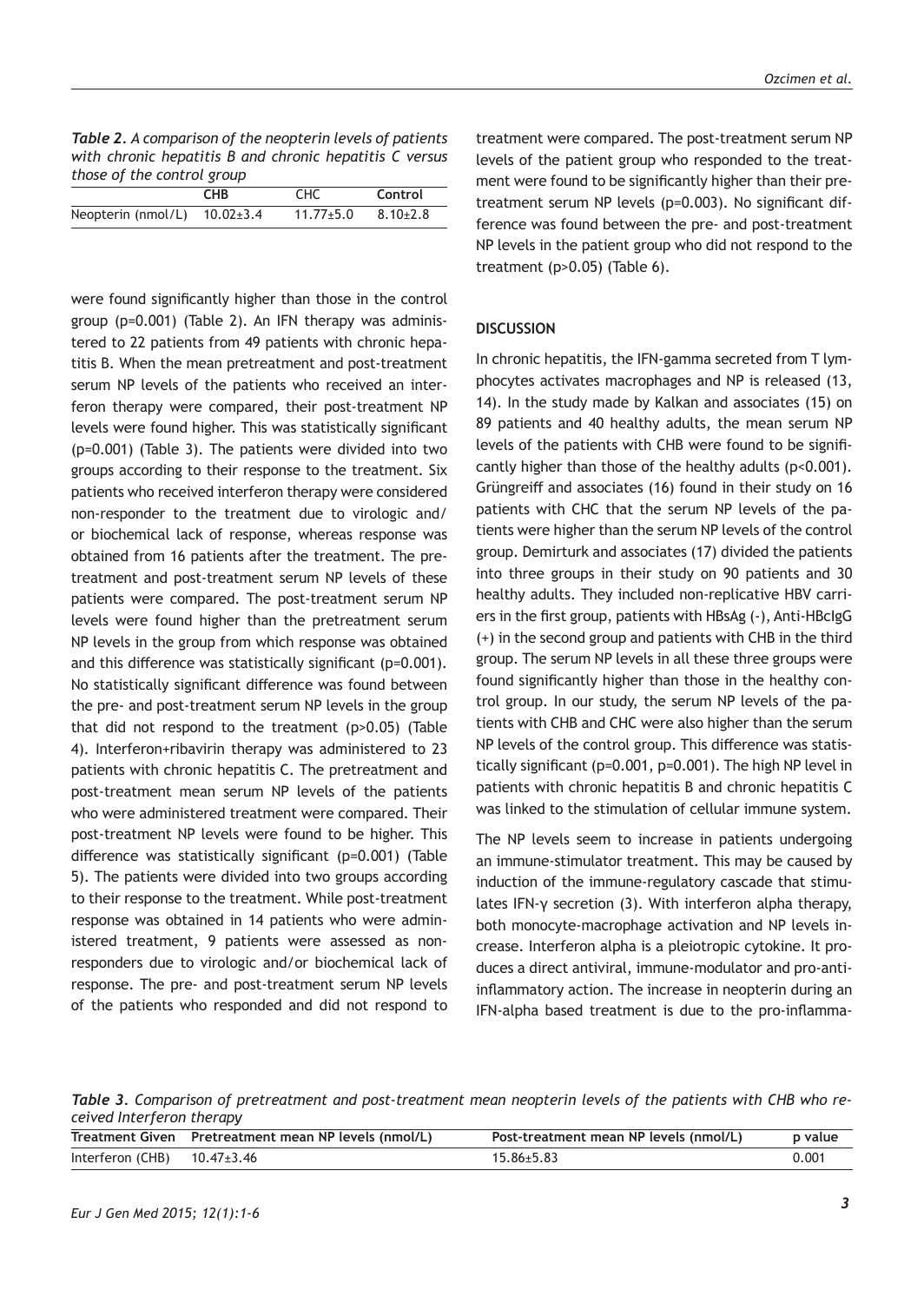*Table 2. A comparison of the neopterin levels of patients with chronic hepatitis B and chronic hepatitis C versus those of the control group*

| | CHB | CHC | Control |
|---|---|---|---|
| Neopterin (nmol/L) | 10.02±3.4 | 11.77±5.0 | 8.10±2.8 |

were found significantly higher than those in the control group (p=0.001) (Table 2). An IFN therapy was administered to 22 patients from 49 patients with chronic hepatitis B. When the mean pretreatment and post-treatment serum NP levels of the patients who received an interferon therapy were compared, their post-treatment NP levels were found higher. This was statistically significant (p=0.001) (Table 3). The patients were divided into two groups according to their response to the treatment. Six patients who received interferon therapy were considered non-responder to the treatment due to virologic and/or biochemical lack of response, whereas response was obtained from 16 patients after the treatment. The pretreatment and post-treatment serum NP levels of these patients were compared. The post-treatment serum NP levels were found higher than the pretreatment serum NP levels in the group from which response was obtained and this difference was statistically significant (p=0.001). No statistically significant difference was found between the pre- and post-treatment serum NP levels in the group that did not respond to the treatment (p>0.05) (Table 4). Interferon+ribavirin therapy was administered to 23 patients with chronic hepatitis C. The pretreatment and post-treatment mean serum NP levels of the patients who were administered treatment were compared. Their post-treatment NP levels were found to be higher. This difference was statistically significant (p=0.001) (Table 5). The patients were divided into two groups according to their response to the treatment. While post-treatment response was obtained in 14 patients who were administered treatment, 9 patients were assessed as non-responders due to virologic and/or biochemical lack of response. The pre- and post-treatment serum NP levels of the patients who responded and did not respond to treatment were compared. The post-treatment serum NP levels of the patient group who responded to the treatment were found to be significantly higher than their pre-treatment serum NP levels (p=0.003). No significant difference was found between the pre- and post-treatment NP levels in the patient group who did not respond to the treatment (p>0.05) (Table 6).

## DISCUSSION

In chronic hepatitis, the IFN-gamma secreted from T lymphocytes activates macrophages and NP is released (13, 14). In the study made by Kalkan and associates (15) on 89 patients and 40 healthy adults, the mean serum NP levels of the patients with CHB were found to be significantly higher than those of the healthy adults (p<0.001). Grüngreiff and associates (16) found in their study on 16 patients with CHC that the serum NP levels of the patients were higher than the serum NP levels of the control group. Demirturk and associates (17) divided the patients into three groups in their study on 90 patients and 30 healthy adults. They included non-replicative HBV carriers in the first group, patients with HBsAg (-), Anti-HBcIgG (+) in the second group and patients with CHB in the third group. The serum NP levels in all these three groups were found significantly higher than those in the healthy control group. In our study, the serum NP levels of the patients with CHB and CHC were also higher than the serum NP levels of the control group. This difference was statistically significant (p=0.001, p=0.001). The high NP level in patients with chronic hepatitis B and chronic hepatitis C was linked to the stimulation of cellular immune system.

The NP levels seem to increase in patients undergoing an immune-stimulator treatment. This may be caused by induction of the immune-regulatory cascade that stimulates IFN-γ secretion (3). With interferon alpha therapy, both monocyte-macrophage activation and NP levels increase. Interferon alpha is a pleiotropic cytokine. It produces a direct antiviral, immune-modulator and pro-anti-inflammatory action. The increase in neopterin during an IFN-alpha based treatment is due to the pro-inflamma-

*Table 3. Comparison of pretreatment and post-treatment mean neopterin levels of the patients with CHB who received Interferon therapy*

| Treatment Given | Pretreatment mean NP levels (nmol/L) | Post-treatment mean NP levels (nmol/L) | p value |
|---|---|---|---|
| Interferon (CHB) | 10.47±3.46 | 15.86±5.83 | 0.001 |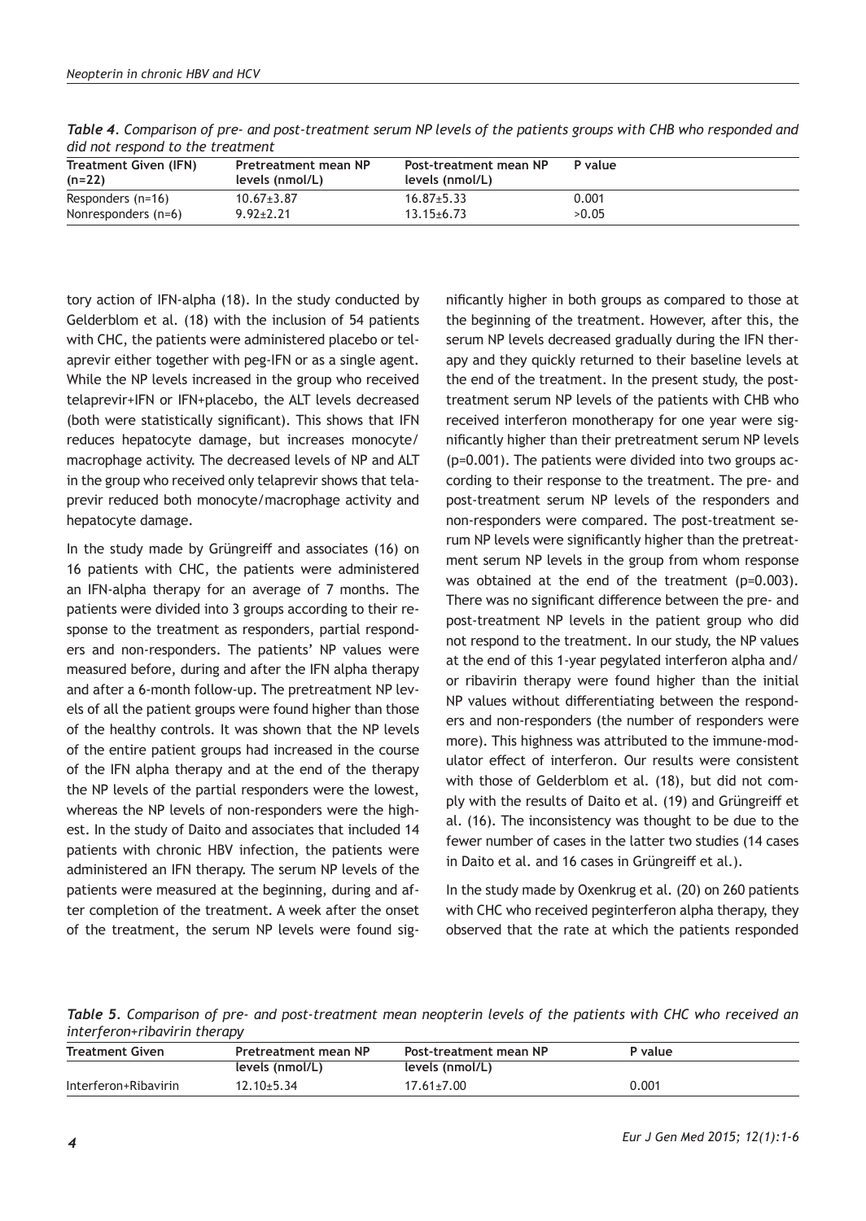*Table 4. Comparison of pre- and post-treatment serum NP levels of the patients groups with CHB who responded and did not respond to the treatment*

| Treatment Given (IFN) (n=22) | Pretreatment mean NP levels (nmol/L) | Post-treatment mean NP levels (nmol/L) | P value |
|---|---|---|---|
| Responders (n=16) | 10.67±3.87 | 16.87±5.33 | 0.001 |
| Nonresponders (n=6) | 9.92±2.21 | 13.15±6.73 | >0.05 |

tory action of IFN-alpha (18). In the study conducted by Gelderblom et al. (18) with the inclusion of 54 patients with CHC, the patients were administered placebo or telaprevir either together with peg-IFN or as a single agent. While the NP levels increased in the group who received telaprevir+IFN or IFN+placebo, the ALT levels decreased (both were statistically significant). This shows that IFN reduces hepatocyte damage, but increases monocyte/macrophage activity. The decreased levels of NP and ALT in the group who received only telaprevir shows that telaprevir reduced both monocyte/macrophage activity and hepatocyte damage.

In the study made by Grüngreiff and associates (16) on 16 patients with CHC, the patients were administered an IFN-alpha therapy for an average of 7 months. The patients were divided into 3 groups according to their response to the treatment as responders, partial responders and non-responders. The patients' NP values were measured before, during and after the IFN alpha therapy and after a 6-month follow-up. The pretreatment NP levels of all the patient groups were found higher than those of the healthy controls. It was shown that the NP levels of the entire patient groups had increased in the course of the IFN alpha therapy and at the end of the therapy the NP levels of the partial responders were the lowest, whereas the NP levels of non-responders were the highest. In the study of Daito and associates that included 14 patients with chronic HBV infection, the patients were administered an IFN therapy. The serum NP levels of the patients were measured at the beginning, during and after completion of the treatment. A week after the onset of the treatment, the serum NP levels were found significantly higher in both groups as compared to those at the beginning of the treatment. However, after this, the serum NP levels decreased gradually during the IFN therapy and they quickly returned to their baseline levels at the end of the treatment. In the present study, the post-treatment serum NP levels of the patients with CHB who received interferon monotherapy for one year were significantly higher than their pretreatment serum NP levels (p=0.001). The patients were divided into two groups according to their response to the treatment. The pre- and post-treatment serum NP levels of the responders and non-responders were compared. The post-treatment serum NP levels were significantly higher than the pretreatment serum NP levels in the group from whom response was obtained at the end of the treatment (p=0.003). There was no significant difference between the pre- and post-treatment NP levels in the patient group who did not respond to the treatment. In our study, the NP values at the end of this 1-year pegylated interferon alpha and/or ribavirin therapy were found higher than the initial NP values without differentiating between the responders and non-responders (the number of responders were more). This highness was attributed to the immune-modulator effect of interferon. Our results were consistent with those of Gelderblom et al. (18), but did not comply with the results of Daito et al. (19) and Grüngreiff et al. (16). The inconsistency was thought to be due to the fewer number of cases in the latter two studies (14 cases in Daito et al. and 16 cases in Grüngreiff et al.).

In the study made by Oxenkrug et al. (20) on 260 patients with CHC who received peginterferon alpha therapy, they observed that the rate at which the patients responded

*Table 5. Comparison of pre- and post-treatment mean neopterin levels of the patients with CHC who received an interferon+ribavirin therapy*

| Treatment Given | Pretreatment mean NP levels (nmol/L) | Post-treatment mean NP levels (nmol/L) | P value |
|---|---|---|---|
| Interferon+Ribavirin | 12.10±5.34 | 17.61±7.00 | 0.001 |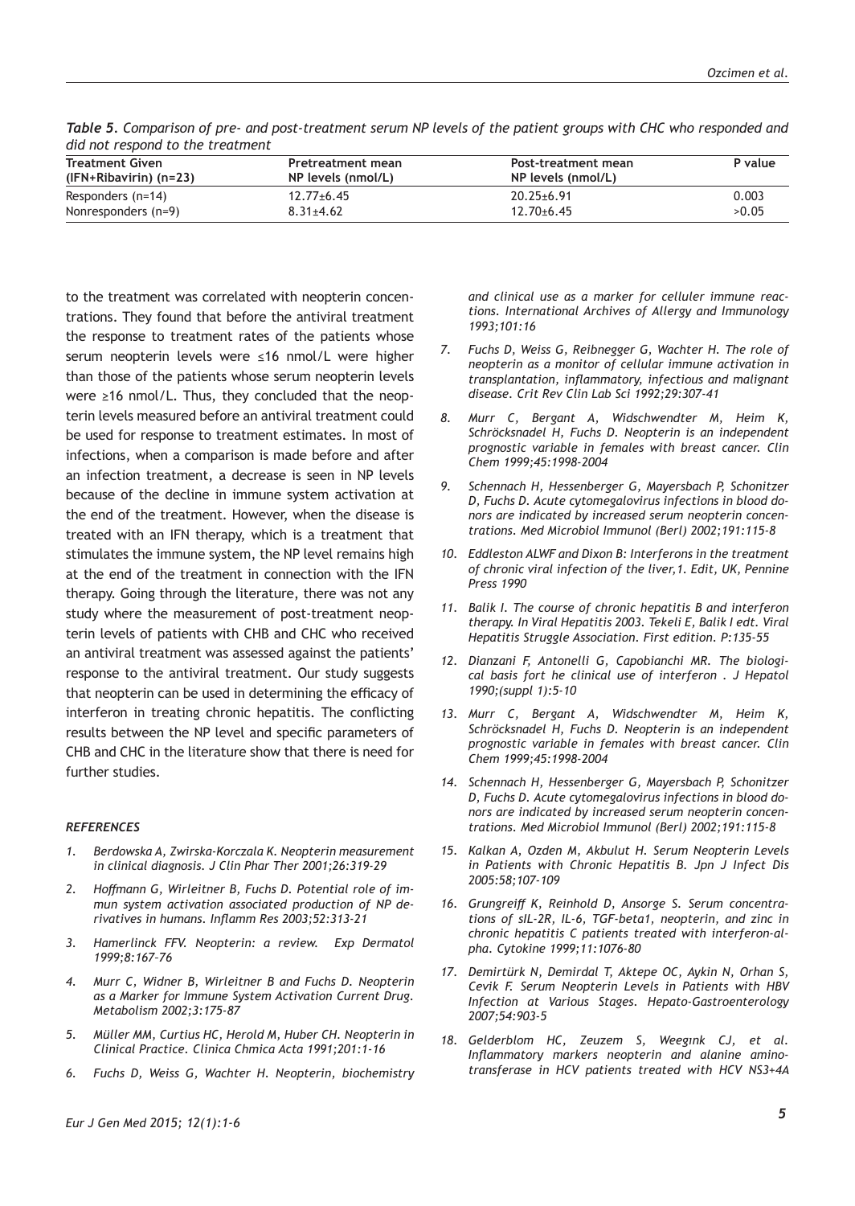*Table 5. Comparison of pre- and post-treatment serum NP levels of the patient groups with CHC who responded and did not respond to the treatment*

| Treatment Given (IFN+Ribavirin) (n=23) | Pretreatment mean NP levels (nmol/L) | Post-treatment mean NP levels (nmol/L) | P value |
|---|---|---|---|
| Responders (n=14) | 12.77±6.45 | 20.25±6.91 | 0.003 |
| Nonresponders (n=9) | 8.31±4.62 | 12.70±6.45 | >0.05 |

to the treatment was correlated with neopterin concentrations. They found that before the antiviral treatment the response to treatment rates of the patients whose serum neopterin levels were ≤16 nmol/L were higher than those of the patients whose serum neopterin levels were ≥16 nmol/L. Thus, they concluded that the neopterin levels measured before an antiviral treatment could be used for response to treatment estimates. In most of infections, when a comparison is made before and after an infection treatment, a decrease is seen in NP levels because of the decline in immune system activation at the end of the treatment. However, when the disease is treated with an IFN therapy, which is a treatment that stimulates the immune system, the NP level remains high at the end of the treatment in connection with the IFN therapy. Going through the literature, there was not any study where the measurement of post-treatment neopterin levels of patients with CHB and CHC who received an antiviral treatment was assessed against the patients' response to the antiviral treatment. Our study suggests that neopterin can be used in determining the efficacy of interferon in treating chronic hepatitis. The conflicting results between the NP level and specific parameters of CHB and CHC in the literature show that there is need for further studies.

### REFERENCES

1. *Berdowska A, Zwirska-Korczala K. Neopterin measurement in clinical diagnosis. J Clin Phar Ther 2001;26:319-29*
2. *Hoffmann G, Wirleitner B, Fuchs D. Potential role of immun system activation associated production of NP derivatives in humans. Inflamm Res 2003;52:313-21*
3. *Hamerlinck FFV. Neopterin: a review. Exp Dermatol 1999;8:167-76*
4. *Murr C, Widner B, Wirleitner B and Fuchs D. Neopterin as a Marker for Immune System Activation Current Drug. Metabolism 2002;3:175-87*
5. *Müller MM, Curtius HC, Herold M, Huber CH. Neopterin in Clinical Practice. Clinica Chmica Acta 1991;201:1-16*
6. *Fuchs D, Weiss G, Wachter H. Neopterin, biochemistry and clinical use as a marker for celluler immune reactions. International Archives of Allergy and Immunology 1993;101:16*
7. *Fuchs D, Weiss G, Reibnegger G, Wachter H. The role of neopterin as a monitor of cellular immune activation in transplantation, inflammatory, infectious and malignant disease. Crit Rev Clin Lab Sci 1992;29:307-41*
8. *Murr C, Bergant A, Widschwendter M, Heim K, Schröcksnadel H, Fuchs D. Neopterin is an independent prognostic variable in females with breast cancer. Clin Chem 1999;45:1998-2004*
9. *Schennach H, Hessenberger G, Mayersbach P, Schonitzer D, Fuchs D. Acute cytomegalovirus infections in blood donors are indicated by increased serum neopterin concentrations. Med Microbiol Immunol (Berl) 2002;191:115-8*
10. *Eddleston ALWF and Dixon B: Interferons in the treatment of chronic viral infection of the liver,1. Edit, UK, Pennine Press 1990*
11. *Balik I. The course of chronic hepatitis B and interferon therapy. In Viral Hepatitis 2003. Tekeli E, Balik I edt. Viral Hepatitis Struggle Association. First edition. P:135-55*
12. *Dianzani F, Antonelli G, Capobianchi MR. The biological basis fort he clinical use of interferon . J Hepatol 1990;(suppl 1):5-10*
13. *Murr C, Bergant A, Widschwendter M, Heim K, Schröcksnadel H, Fuchs D. Neopterin is an independent prognostic variable in females with breast cancer. Clin Chem 1999;45:1998-2004*
14. *Schennach H, Hessenberger G, Mayersbach P, Schonitzer D, Fuchs D. Acute cytomegalovirus infections in blood donors are indicated by increased serum neopterin concentrations. Med Microbiol Immunol (Berl) 2002;191:115-8*
15. *Kalkan A, Ozden M, Akbulut H. Serum Neopterin Levels in Patients with Chronic Hepatitis B. Jpn J Infect Dis 2005:58;107-109*
16. *Grungreiff K, Reinhold D, Ansorge S. Serum concentrations of sIL-2R, IL-6, TGF-beta1, neopterin, and zinc in chronic hepatitis C patients treated with interferon-alpha. Cytokine 1999;11:1076-80*
17. *Demirtürk N, Demirdal T, Aktepe OC, Aykin N, Orhan S, Cevik F. Serum Neopterin Levels in Patients with HBV Infection at Various Stages. Hepato-Gastroenterology 2007;54:903-5*
18. *Gelderblom HC, Zeuzem S, Weegınk CJ, et al. Inflammatory markers neopterin and alanine aminotransferase in HCV patients treated with HCV NS3+4A*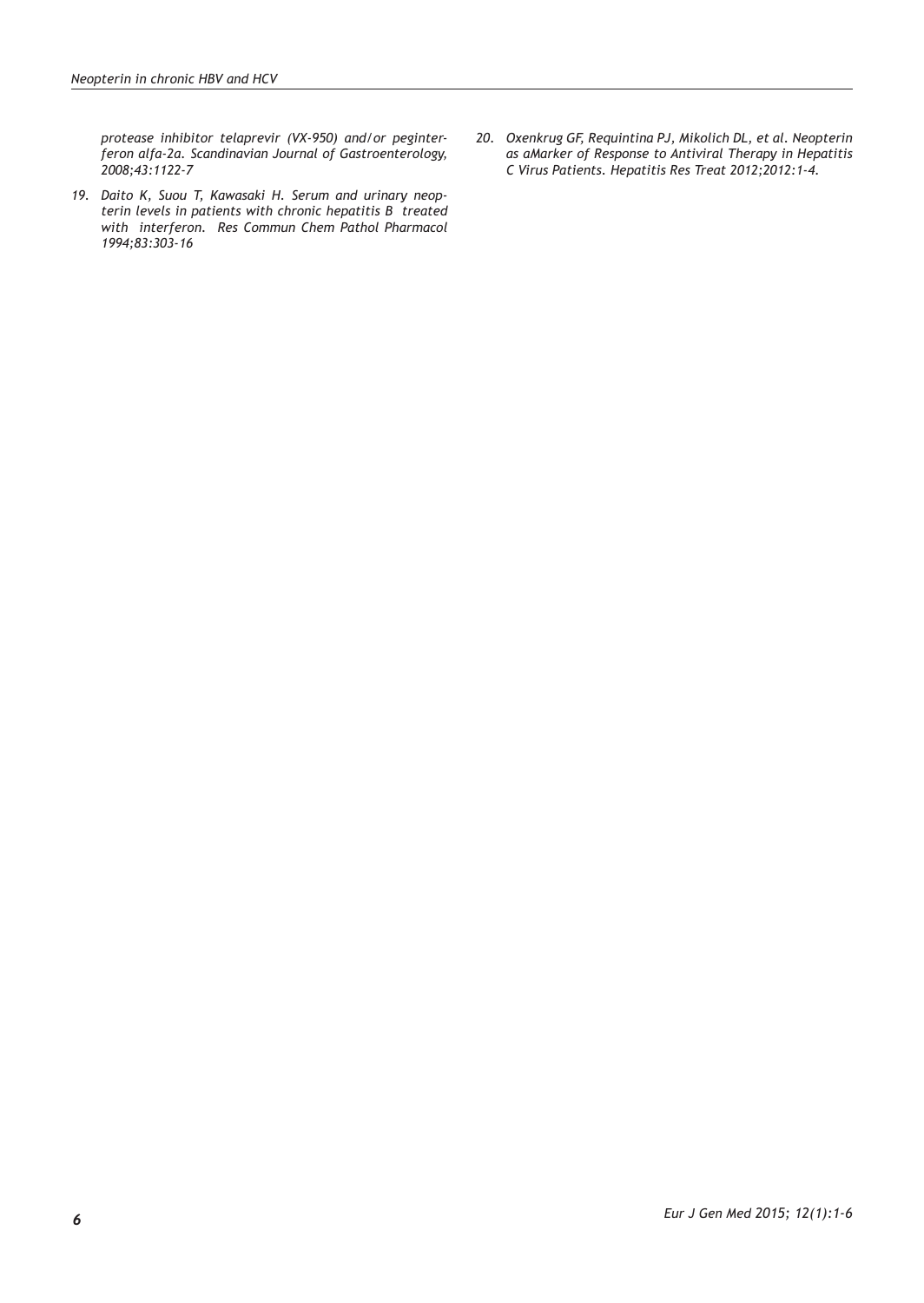*protease inhibitor telaprevir (VX-950) and/or peginterferon alfa-2a. Scandinavian Journal of Gastroenterology, 2008;43:1122-7*

19. *Daito K, Suou T, Kawasaki H. Serum and urinary neopterin levels in patients with chronic hepatitis B treated with interferon. Res Commun Chem Pathol Pharmacol 1994;83:303-16*

20. *Oxenkrug GF, Requintina PJ, Mikolich DL, et al. Neopterin as aMarker of Response to Antiviral Therapy in Hepatitis C Virus Patients. Hepatitis Res Treat 2012;2012:1-4.*